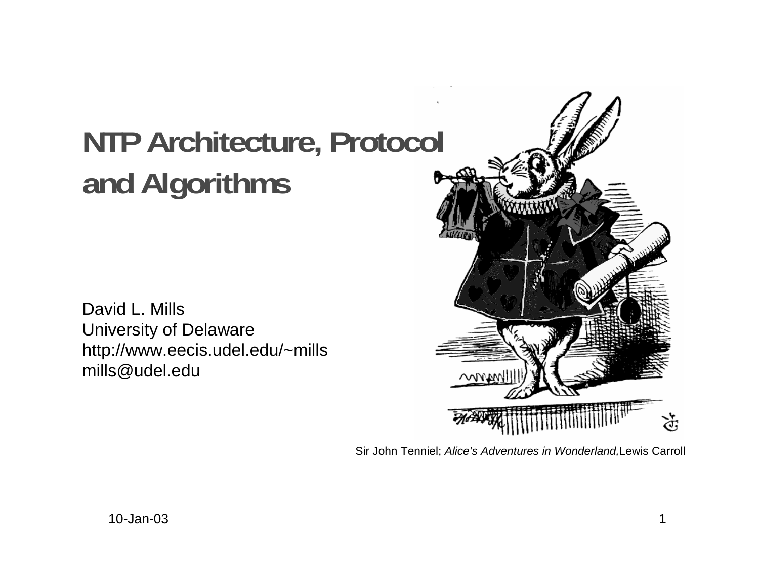# NTP Architecture, Protocol and Algorithms

David L. Mills
University of Delaware
http://www.eecis.udel.edu/~mills
mills@udel.edu

Sir John Tenniel; *Alice's Adventures in Wonderland,* Lewis Carroll

10-Jan-03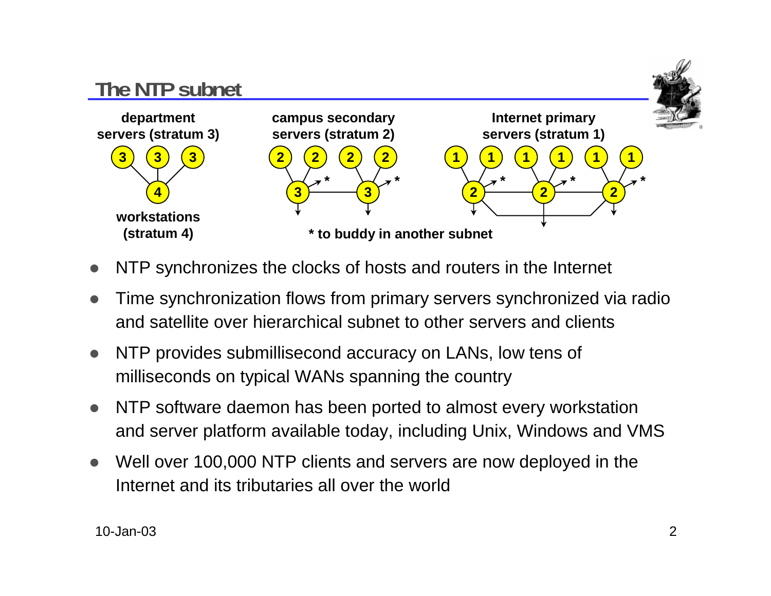## The NTP subnet

department servers (stratum 3)

workstations (stratum 4)

campus secondary servers (stratum 2)

Internet primary servers (stratum 1)

* to buddy in another subnet

- NTP synchronizes the clocks of hosts and routers in the Internet
- Time synchronization flows from primary servers synchronized via radio and satellite over hierarchical subnet to other servers and clients
- NTP provides submillisecond accuracy on LANs, low tens of milliseconds on typical WANs spanning the country
- NTP software daemon has been ported to almost every workstation and server platform available today, including Unix, Windows and VMS
- Well over 100,000 NTP clients and servers are now deployed in the Internet and its tributaries all over the world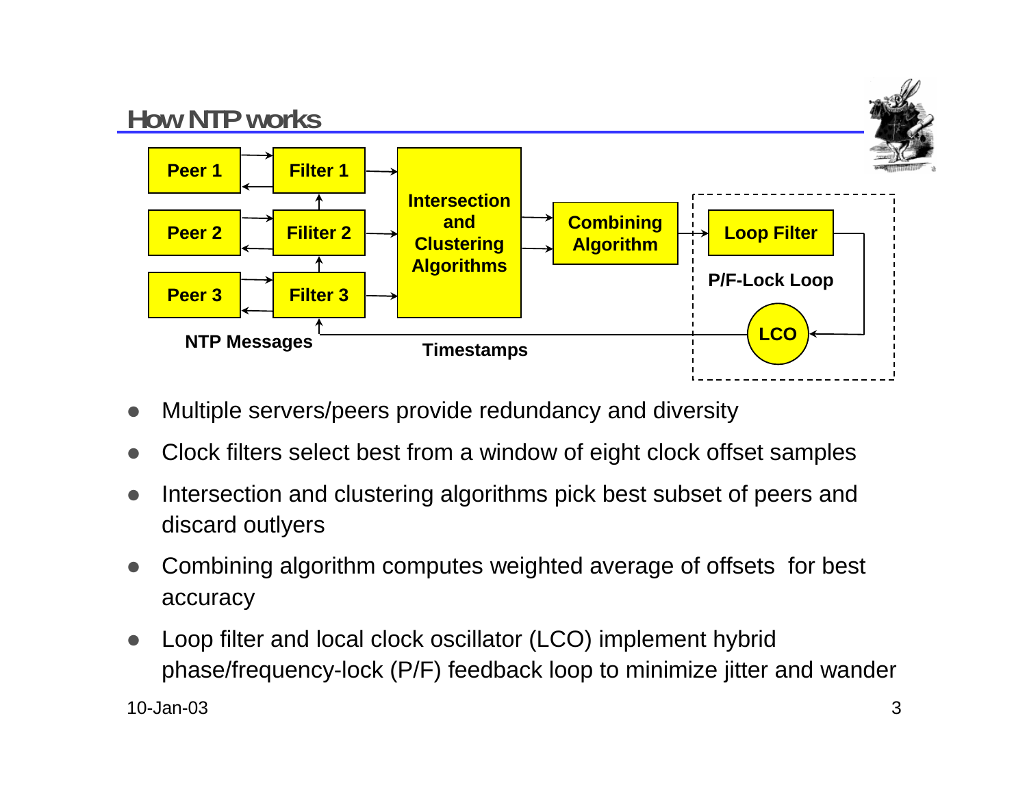## How NTP works

Peer 1 | Filter 1
Peer 2 | Filiter 2
Peer 3 | Filter 3
Intersection and Clustering Algorithms
Combining Algorithm
Loop Filter
P/F-Lock Loop
LCO
NTP Messages
Timestamps

- Multiple servers/peers provide redundancy and diversity
- Clock filters select best from a window of eight clock offset samples
- Intersection and clustering algorithms pick best subset of peers and discard outlyers
- Combining algorithm computes weighted average of offsets for best accuracy
- Loop filter and local clock oscillator (LCO) implement hybrid phase/frequency-lock (P/F) feedback loop to minimize jitter and wander

10-Jan-03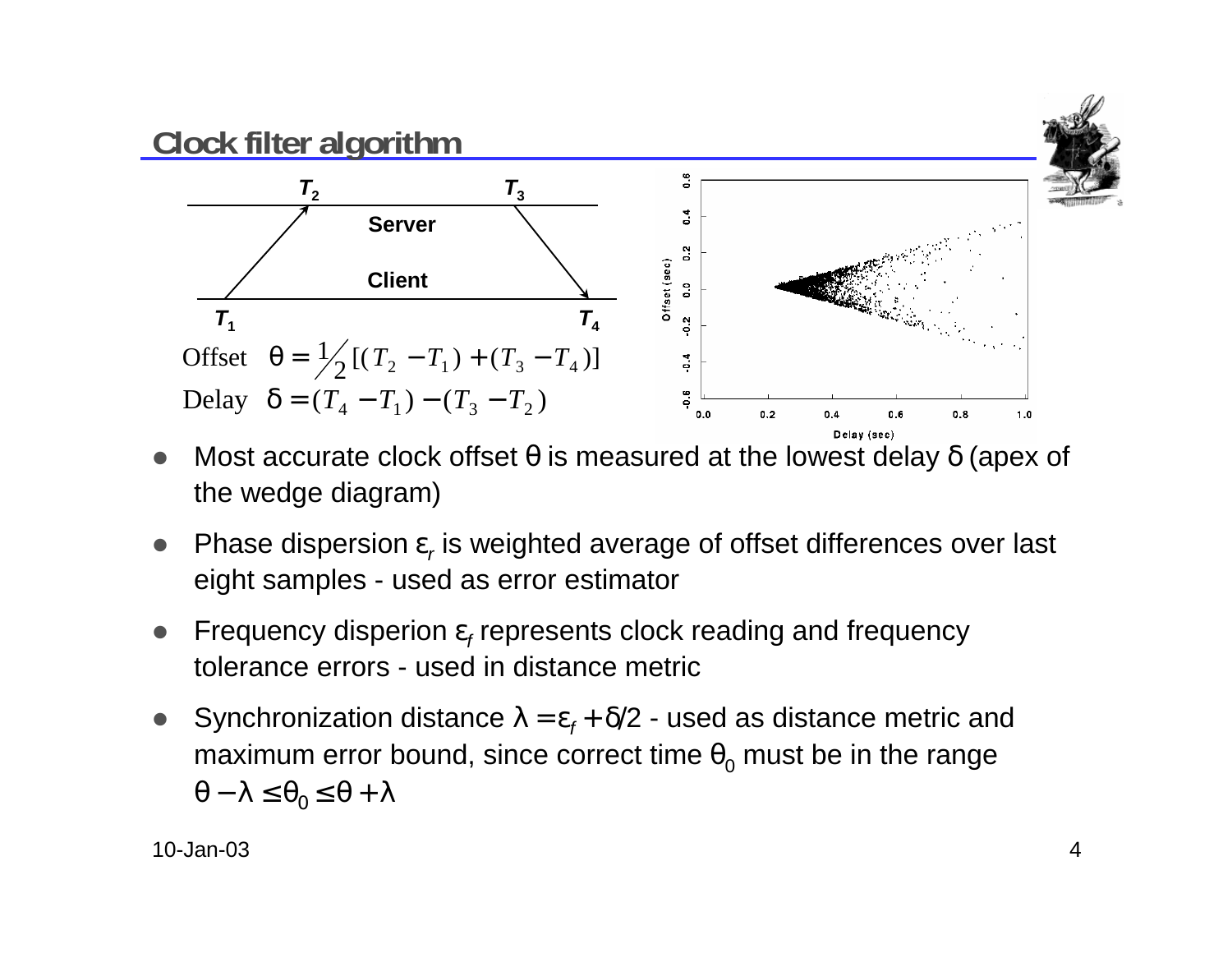## Clock filter algorithm

Offset $\theta = \frac{1}{2}[(T_2 - T_1) + (T_3 - T_4)]$

Delay $\delta = (T_4 - T_1) - (T_3 - T_2)$

- Most accurate clock offset $\theta$ is measured at the lowest delay $\delta$ (apex of the wedge diagram)
- Phase dispersion $\varepsilon_r$ is weighted average of offset differences over last eight samples - used as error estimator
- Frequency disperion $\varepsilon_f$ represents clock reading and frequency tolerance errors - used in distance metric
- Synchronization distance $\lambda = \varepsilon_f + \delta/2$ - used as distance metric and maximum error bound, since correct time $\theta_0$ must be in the range $\theta - \lambda \le \theta_0 \le \theta + \lambda$

10-Jan-03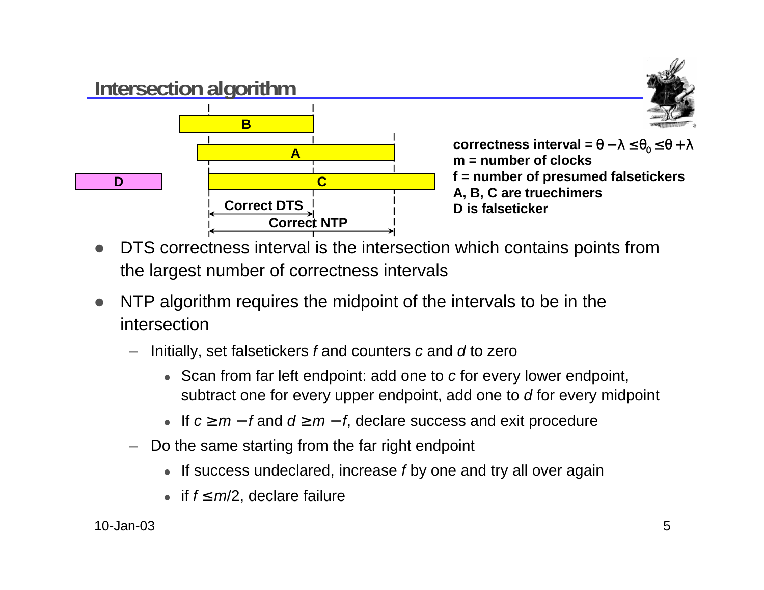# Intersection algorithm

B

A

D

C

Correct DTS

Correct NTP

**correctness interval =** $\theta - \lambda \leq \theta_0 \leq \theta + \lambda$
**m = number of clocks**
**f = number of presumed falsetickers**
**A, B, C are truechimers**
**D is falseticker**

- DTS correctness interval is the intersection which contains points from the largest number of correctness intervals
- NTP algorithm requires the midpoint of the intervals to be in the intersection
  - Initially, set falsetickers $f$ and counters $c$ and $d$ to zero
    - Scan from far left endpoint: add one to $c$ for every lower endpoint, subtract one for every upper endpoint, add one to $d$ for every midpoint
    - If $c \geq m - f$ and $d \geq m - f$, declare success and exit procedure
  - Do the same starting from the far right endpoint
    - If success undeclared, increase $f$ by one and try all over again
    - if $f \leq m/2$, declare failure

10-Jan-03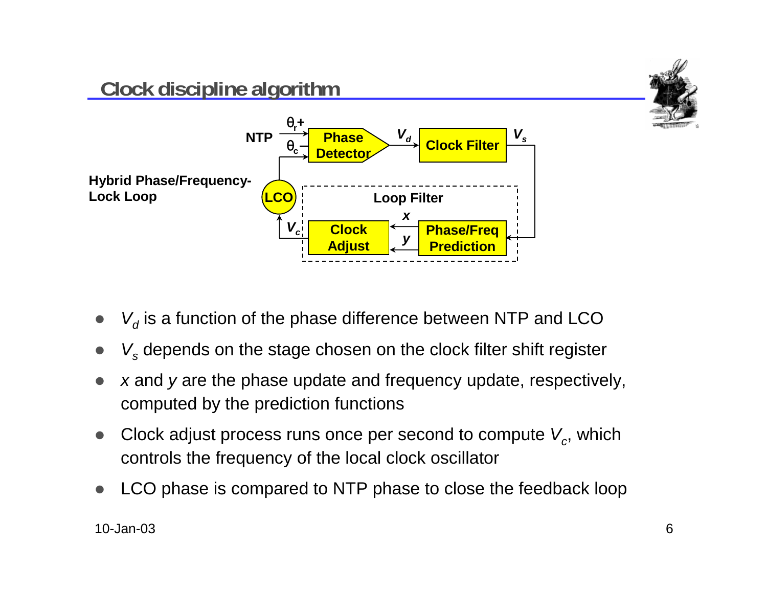## Clock discipline algorithm

- $V_d$ is a function of the phase difference between NTP and LCO
- $V_s$ depends on the stage chosen on the clock filter shift register
- $x$ and $y$ are the phase update and frequency update, respectively, computed by the prediction functions
- Clock adjust process runs once per second to compute $V_c$, which controls the frequency of the local clock oscillator
- LCO phase is compared to NTP phase to close the feedback loop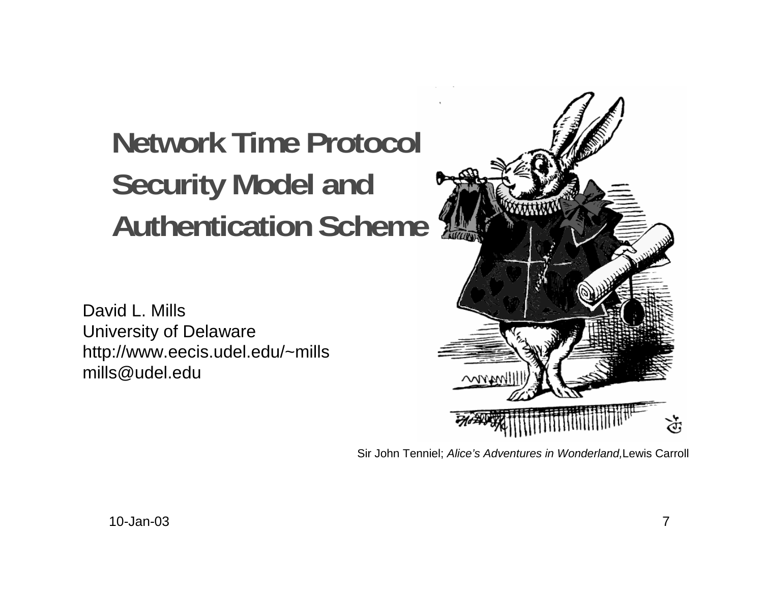# Network Time Protocol Security Model and Authentication Scheme

David L. Mills
University of Delaware
http://www.eecis.udel.edu/~mills
mills@udel.edu

Sir John Tenniel; *Alice's Adventures in Wonderland,* Lewis Carroll

10-Jan-03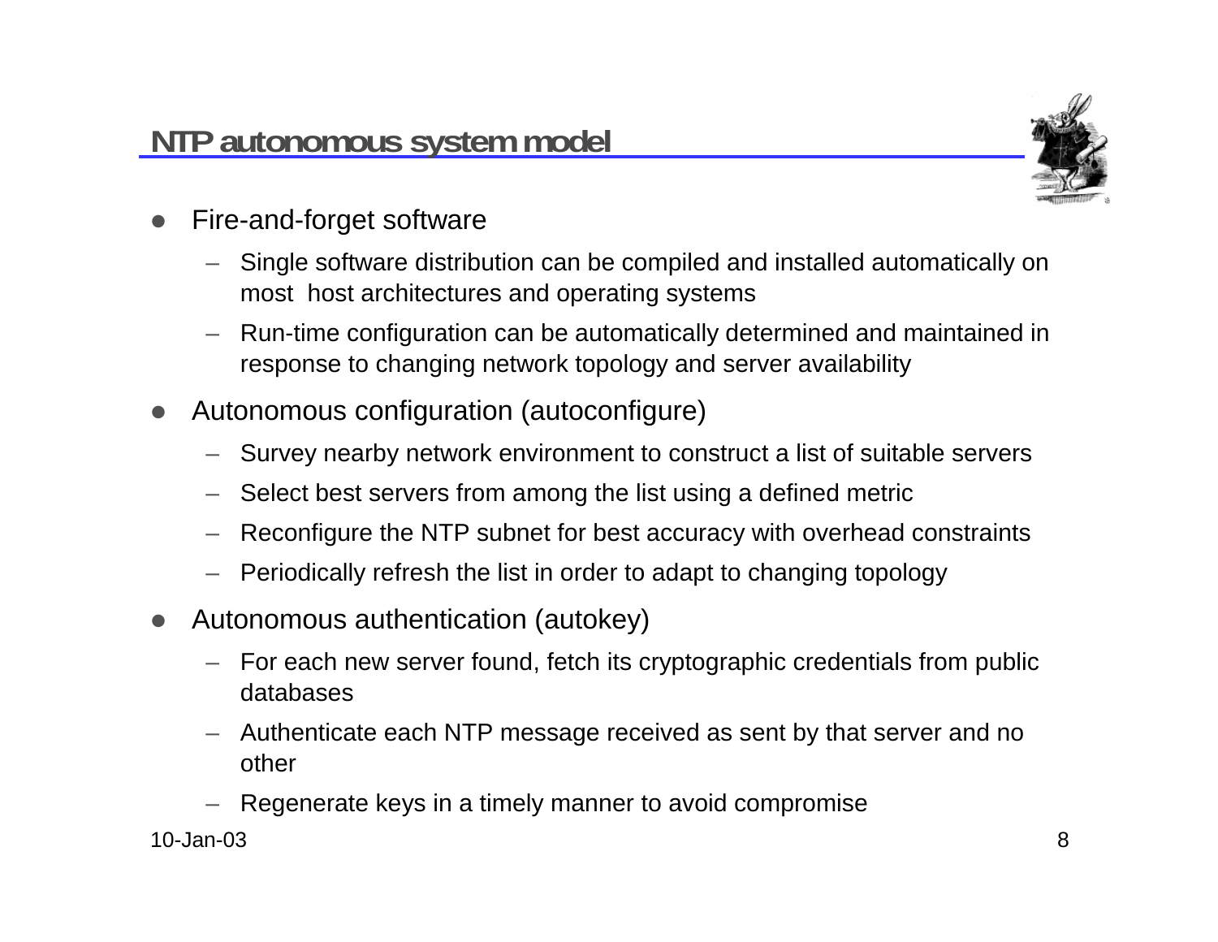## NTP autonomous system model

- Fire-and-forget software
  - Single software distribution can be compiled and installed automatically on most host architectures and operating systems
  - Run-time configuration can be automatically determined and maintained in response to changing network topology and server availability
- Autonomous configuration (autoconfigure)
  - Survey nearby network environment to construct a list of suitable servers
  - Select best servers from among the list using a defined metric
  - Reconfigure the NTP subnet for best accuracy with overhead constraints
  - Periodically refresh the list in order to adapt to changing topology
- Autonomous authentication (autokey)
  - For each new server found, fetch its cryptographic credentials from public databases
  - Authenticate each NTP message received as sent by that server and no other
  - Regenerate keys in a timely manner to avoid compromise

10-Jan-03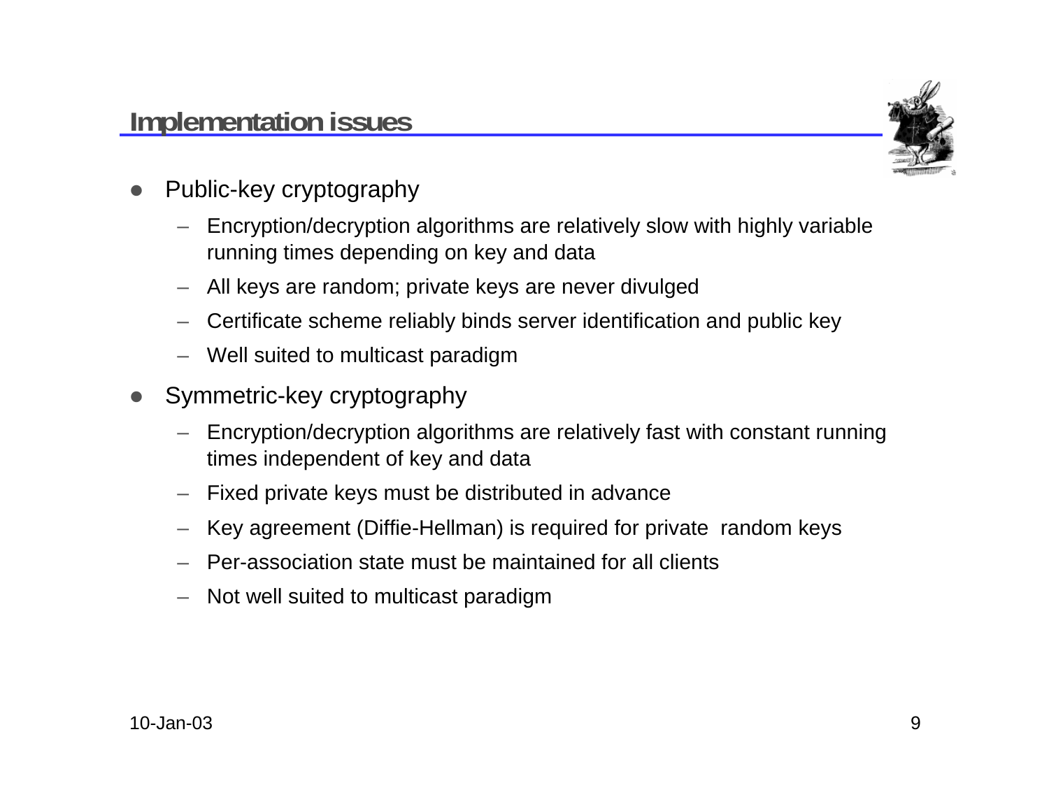## Implementation issues

- Public-key cryptography
  - Encryption/decryption algorithms are relatively slow with highly variable running times depending on key and data
  - All keys are random; private keys are never divulged
  - Certificate scheme reliably binds server identification and public key
  - Well suited to multicast paradigm
- Symmetric-key cryptography
  - Encryption/decryption algorithms are relatively fast with constant running times independent of key and data
  - Fixed private keys must be distributed in advance
  - Key agreement (Diffie-Hellman) is required for private random keys
  - Per-association state must be maintained for all clients
  - Not well suited to multicast paradigm

10-Jan-03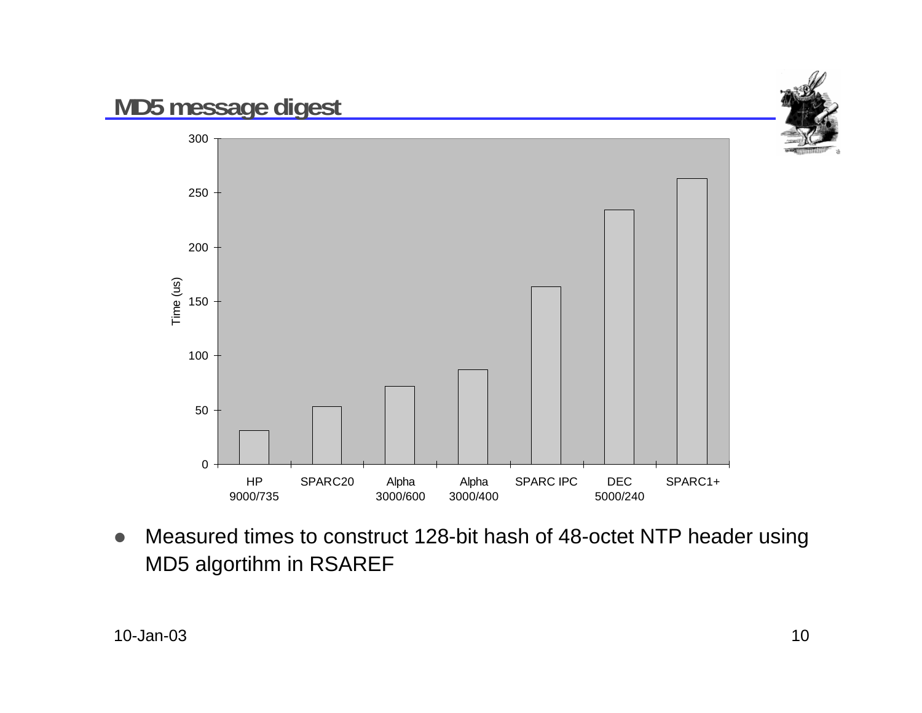# MD5 message digest

- Measured times to construct 128-bit hash of 48-octet NTP header using MD5 algortihm in RSAREF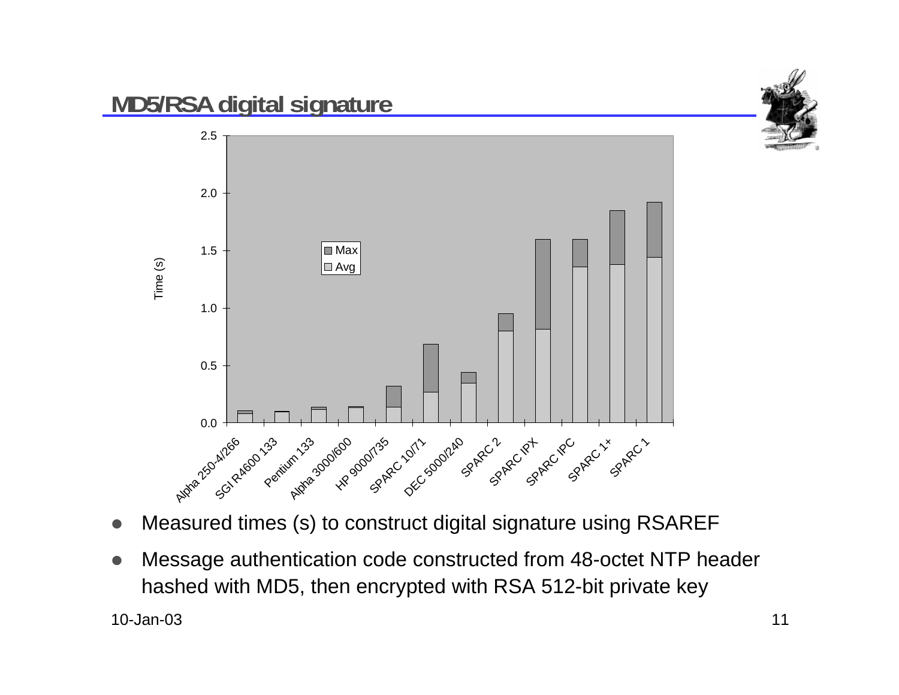## MD5/RSA digital signature

- Measured times (s) to construct digital signature using RSAREF
- Message authentication code constructed from 48-octet NTP header hashed with MD5, then encrypted with RSA 512-bit private key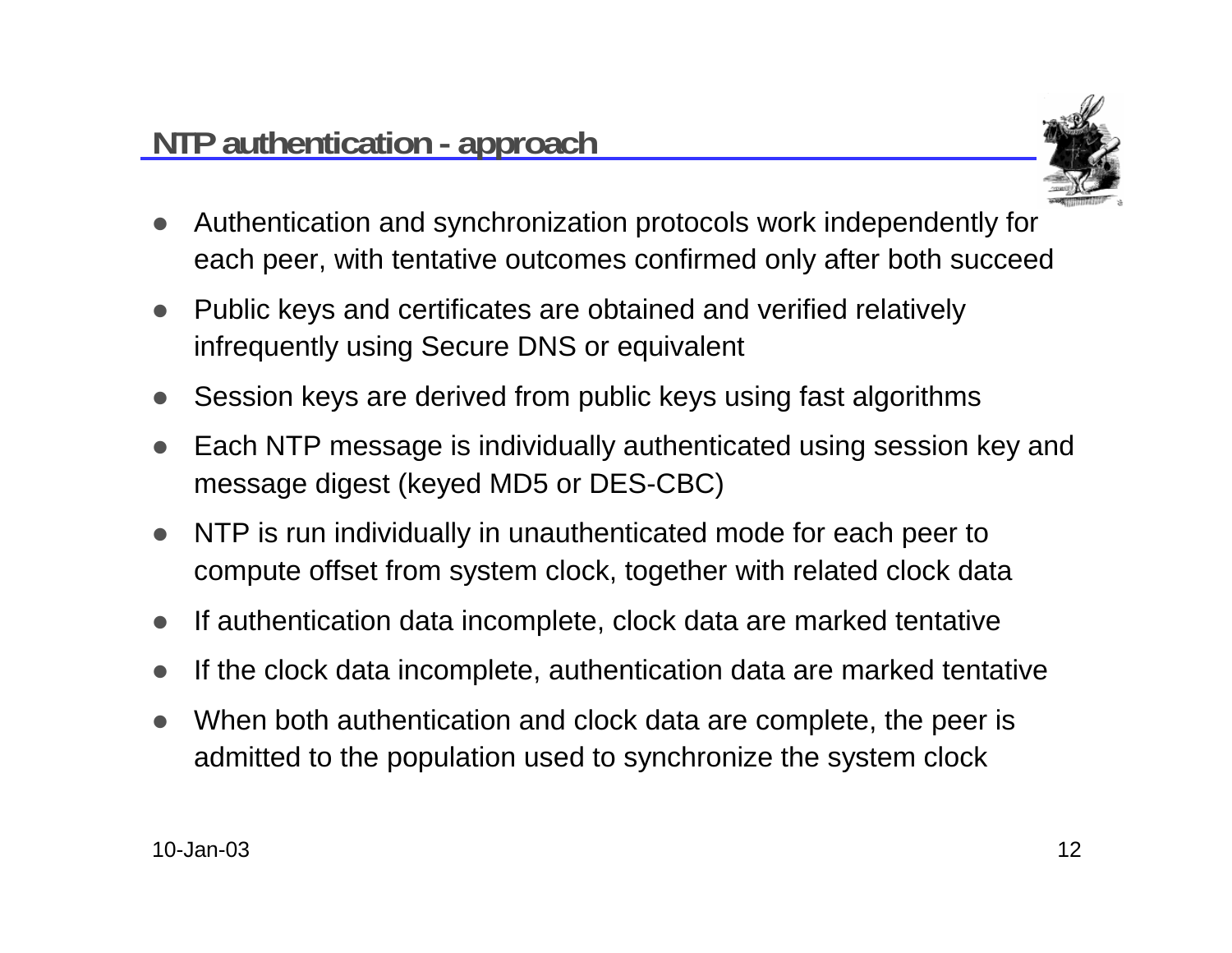## NTP authentication - approach

- Authentication and synchronization protocols work independently for each peer, with tentative outcomes confirmed only after both succeed
- Public keys and certificates are obtained and verified relatively infrequently using Secure DNS or equivalent
- Session keys are derived from public keys using fast algorithms
- Each NTP message is individually authenticated using session key and message digest (keyed MD5 or DES-CBC)
- NTP is run individually in unauthenticated mode for each peer to compute offset from system clock, together with related clock data
- If authentication data incomplete, clock data are marked tentative
- If the clock data incomplete, authentication data are marked tentative
- When both authentication and clock data are complete, the peer is admitted to the population used to synchronize the system clock

10-Jan-03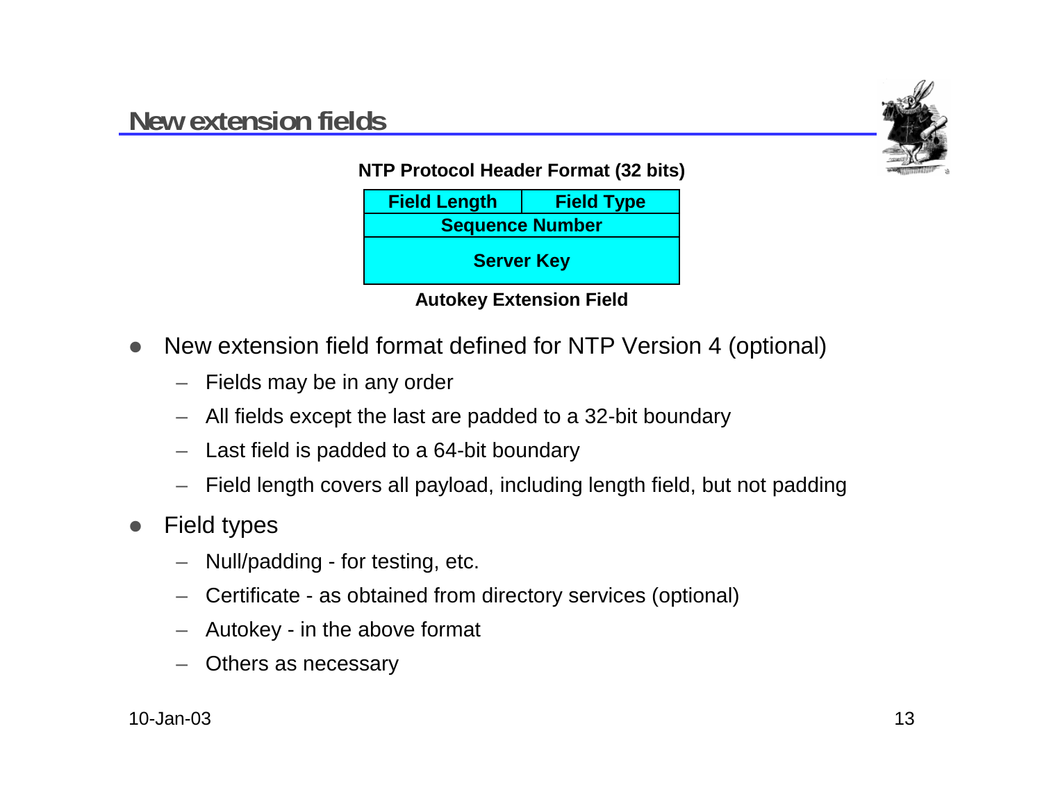## New extension fields

**NTP Protocol Header Format (32 bits)**

| Field Length | Field Type |
|---|---|
| Sequence Number | |
| Server Key | |

**Autokey Extension Field**

- New extension field format defined for NTP Version 4 (optional)
  - Fields may be in any order
  - All fields except the last are padded to a 32-bit boundary
  - Last field is padded to a 64-bit boundary
  - Field length covers all payload, including length field, but not padding
- Field types
  - Null/padding - for testing, etc.
  - Certificate - as obtained from directory services (optional)
  - Autokey - in the above format
  - Others as necessary

10-Jan-03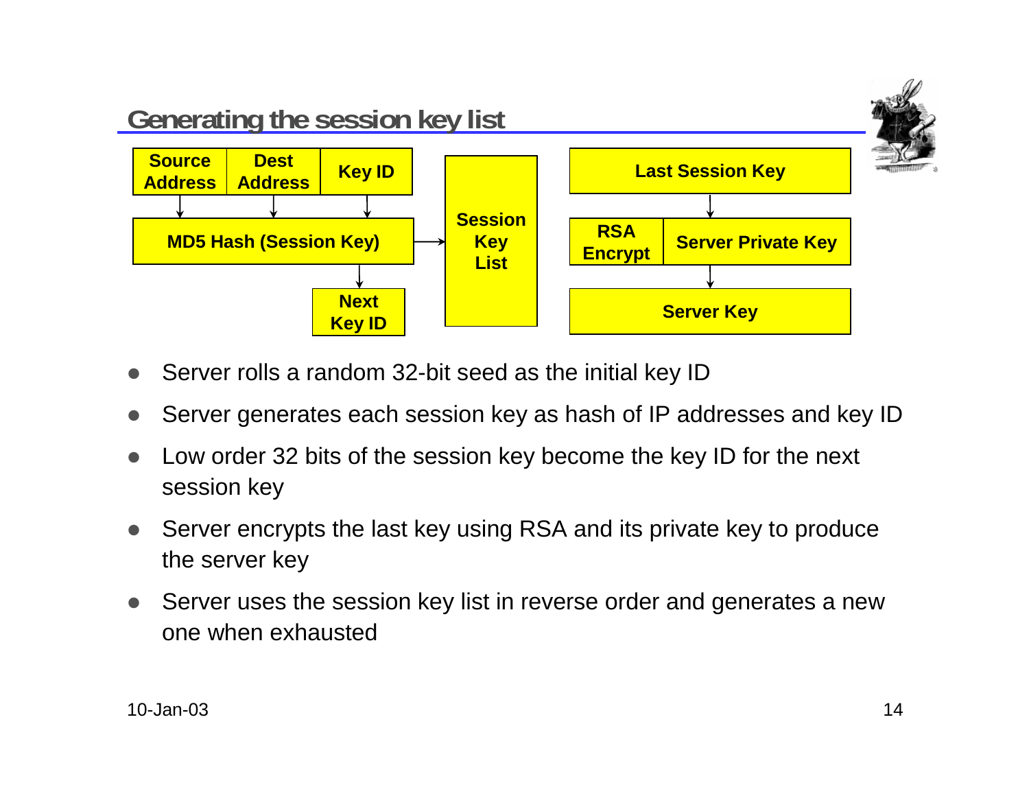## Generating the session key list

Source Address | Dest Address | Key ID → MD5 Hash (Session Key) → Session Key List

MD5 Hash (Session Key) → Next Key ID

Last Session Key → RSA Encrypt | Server Private Key → Server Key

- Server rolls a random 32-bit seed as the initial key ID
- Server generates each session key as hash of IP addresses and key ID
- Low order 32 bits of the session key become the key ID for the next session key
- Server encrypts the last key using RSA and its private key to produce the server key
- Server uses the session key list in reverse order and generates a new one when exhausted

10-Jan-03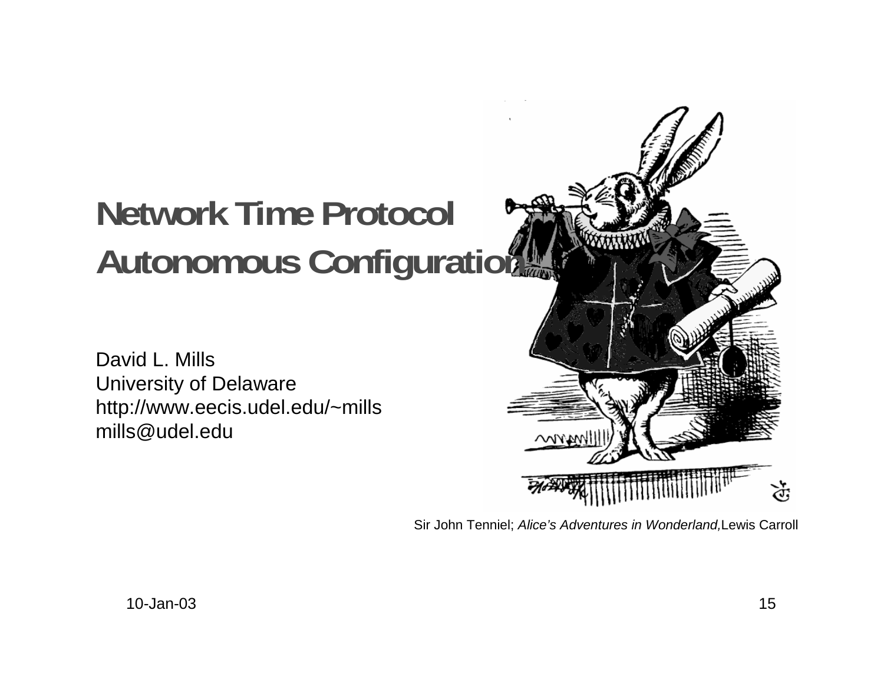# Network Time Protocol Autonomous Configuration

David L. Mills
University of Delaware
http://www.eecis.udel.edu/~mills
mills@udel.edu

Sir John Tenniel; *Alice's Adventures in Wonderland,* Lewis Carroll

10-Jan-03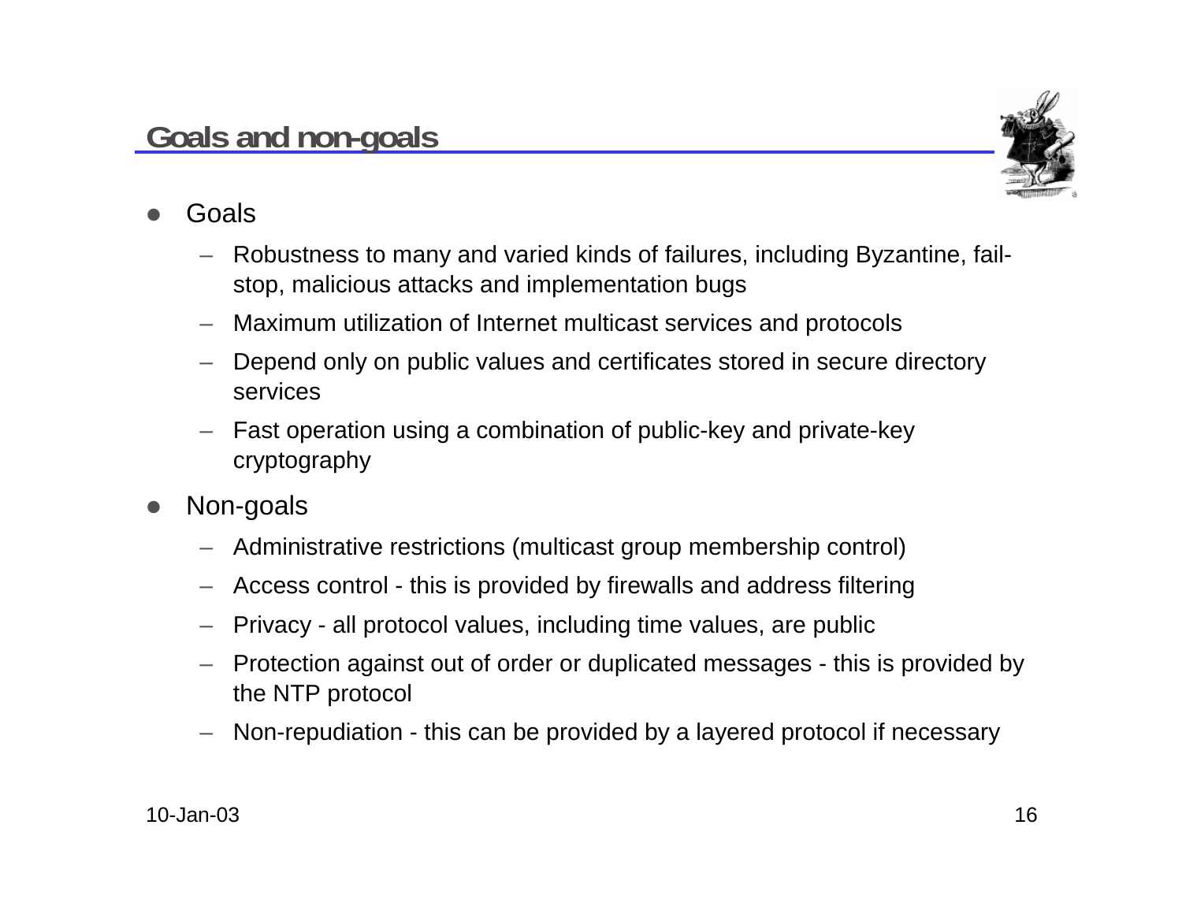## Goals and non-goals

- Goals
  - Robustness to many and varied kinds of failures, including Byzantine, fail-stop, malicious attacks and implementation bugs
  - Maximum utilization of Internet multicast services and protocols
  - Depend only on public values and certificates stored in secure directory services
  - Fast operation using a combination of public-key and private-key cryptography
- Non-goals
  - Administrative restrictions (multicast group membership control)
  - Access control - this is provided by firewalls and address filtering
  - Privacy - all protocol values, including time values, are public
  - Protection against out of order or duplicated messages - this is provided by the NTP protocol
  - Non-repudiation - this can be provided by a layered protocol if necessary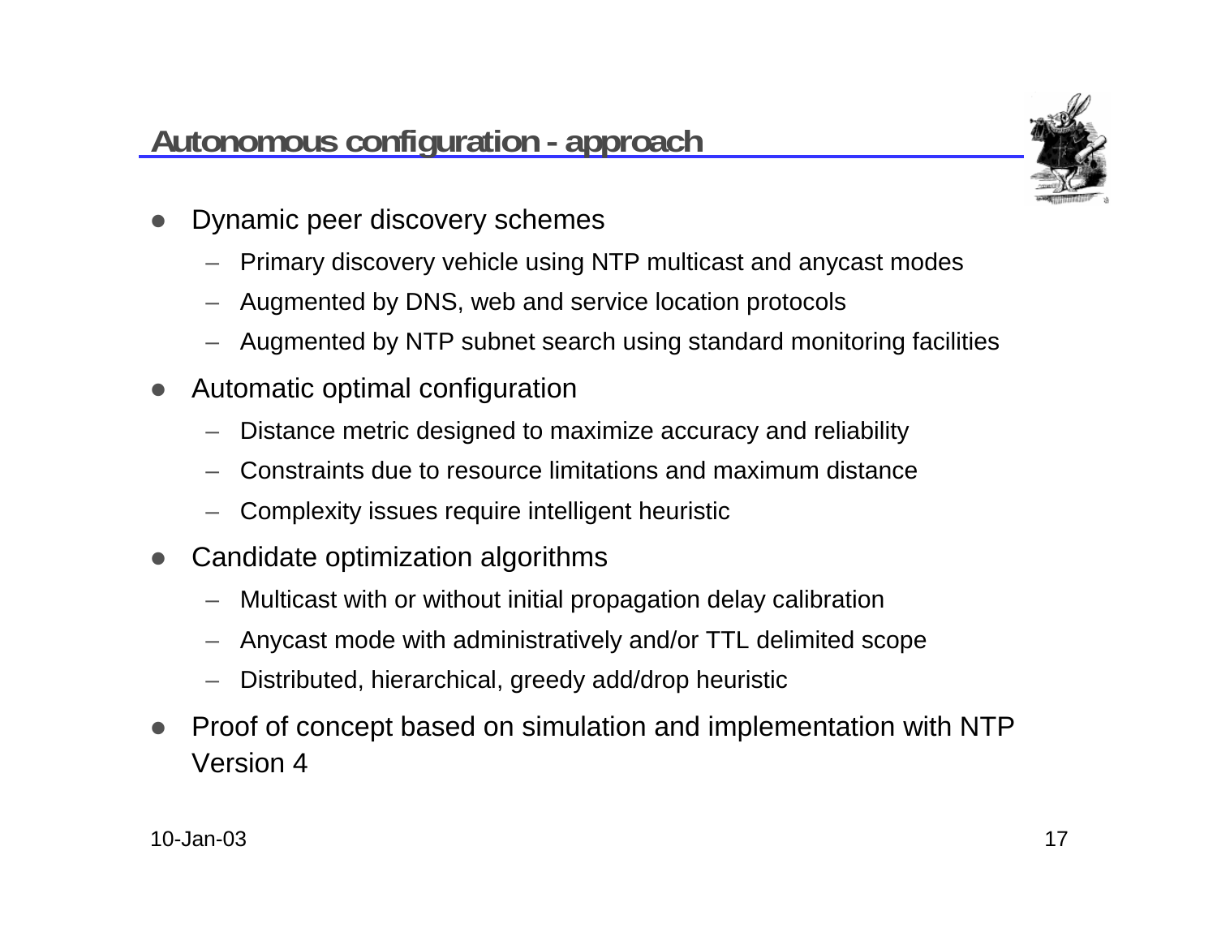## Autonomous configuration - approach

- Dynamic peer discovery schemes
  - Primary discovery vehicle using NTP multicast and anycast modes
  - Augmented by DNS, web and service location protocols
  - Augmented by NTP subnet search using standard monitoring facilities
- Automatic optimal configuration
  - Distance metric designed to maximize accuracy and reliability
  - Constraints due to resource limitations and maximum distance
  - Complexity issues require intelligent heuristic
- Candidate optimization algorithms
  - Multicast with or without initial propagation delay calibration
  - Anycast mode with administratively and/or TTL delimited scope
  - Distributed, hierarchical, greedy add/drop heuristic
- Proof of concept based on simulation and implementation with NTP Version 4

10-Jan-03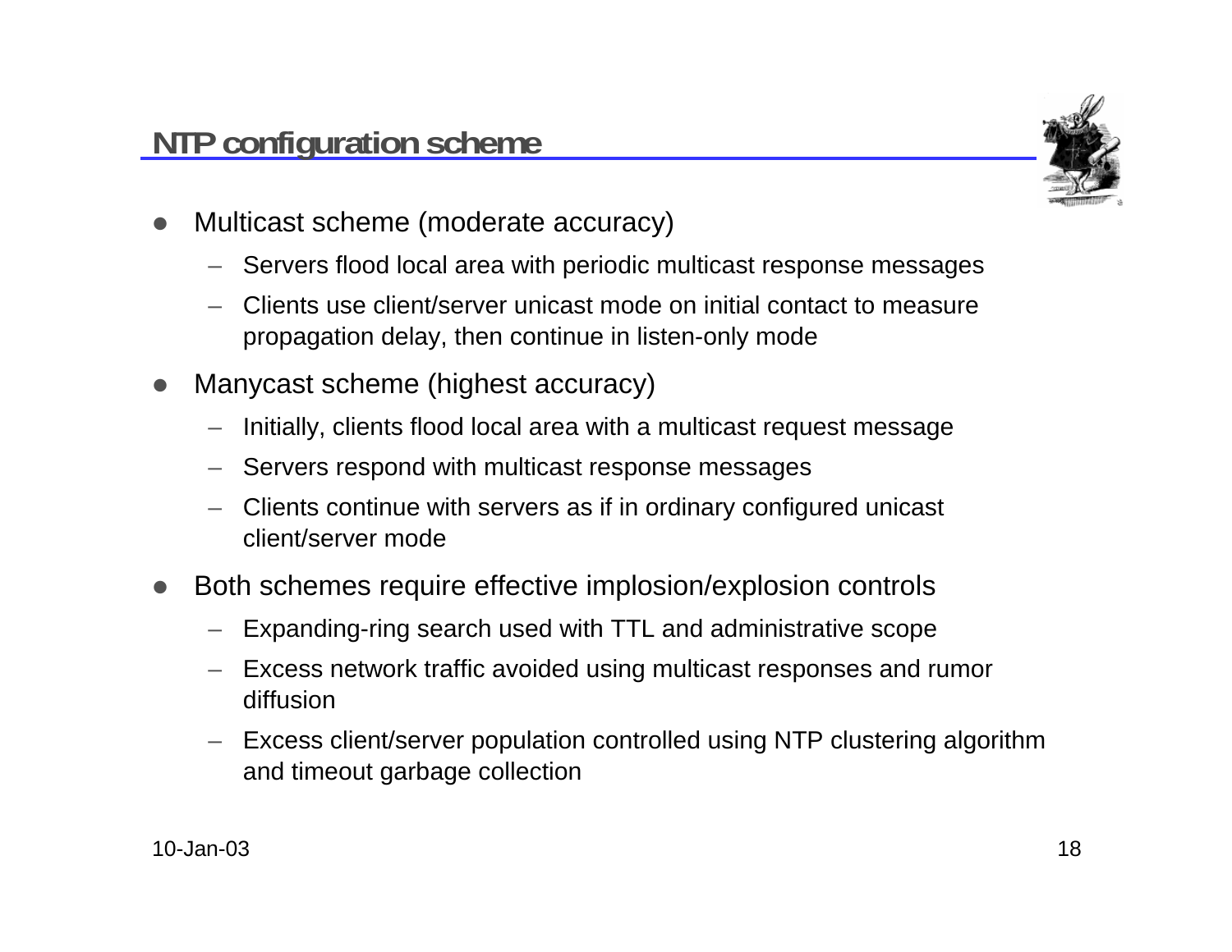# NTP configuration scheme

- Multicast scheme (moderate accuracy)
  - Servers flood local area with periodic multicast response messages
  - Clients use client/server unicast mode on initial contact to measure propagation delay, then continue in listen-only mode
- Manycast scheme (highest accuracy)
  - Initially, clients flood local area with a multicast request message
  - Servers respond with multicast response messages
  - Clients continue with servers as if in ordinary configured unicast client/server mode
- Both schemes require effective implosion/explosion controls
  - Expanding-ring search used with TTL and administrative scope
  - Excess network traffic avoided using multicast responses and rumor diffusion
  - Excess client/server population controlled using NTP clustering algorithm and timeout garbage collection

10-Jan-03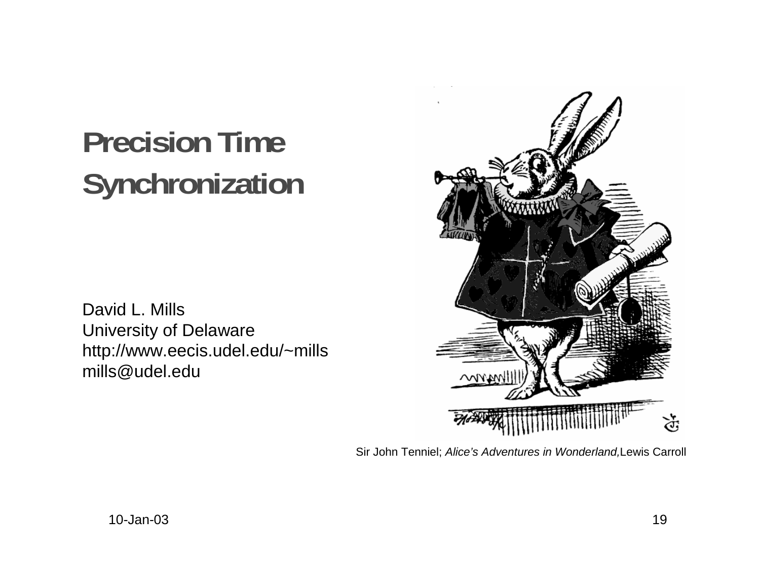# Precision Time Synchronization

David L. Mills
University of Delaware
http://www.eecis.udel.edu/~mills
mills@udel.edu

Sir John Tenniel; *Alice's Adventures in Wonderland,* Lewis Carroll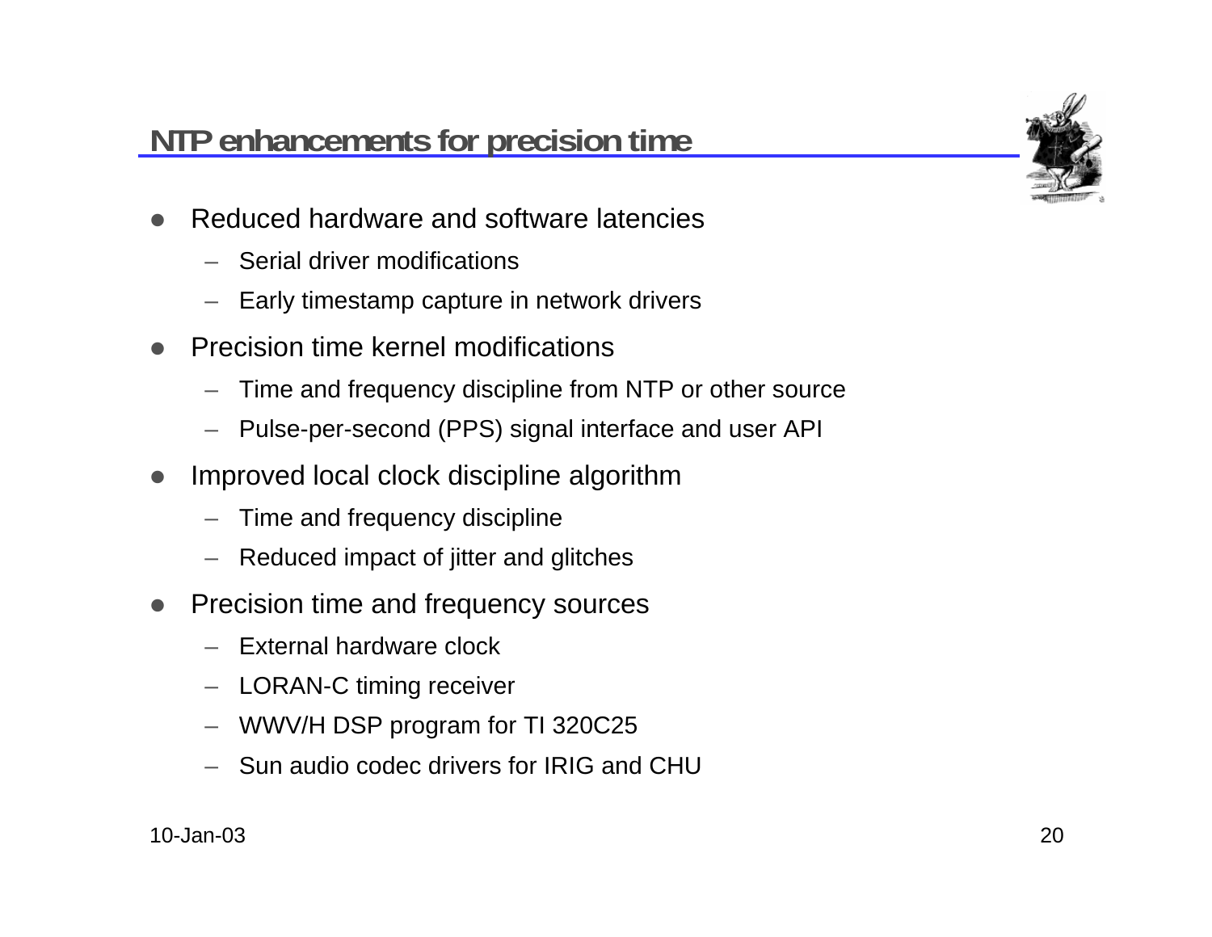## NTP enhancements for precision time

- Reduced hardware and software latencies
  - Serial driver modifications
  - Early timestamp capture in network drivers
- Precision time kernel modifications
  - Time and frequency discipline from NTP or other source
  - Pulse-per-second (PPS) signal interface and user API
- Improved local clock discipline algorithm
  - Time and frequency discipline
  - Reduced impact of jitter and glitches
- Precision time and frequency sources
  - External hardware clock
  - LORAN-C timing receiver
  - WWV/H DSP program for TI 320C25
  - Sun audio codec drivers for IRIG and CHU

10-Jan-03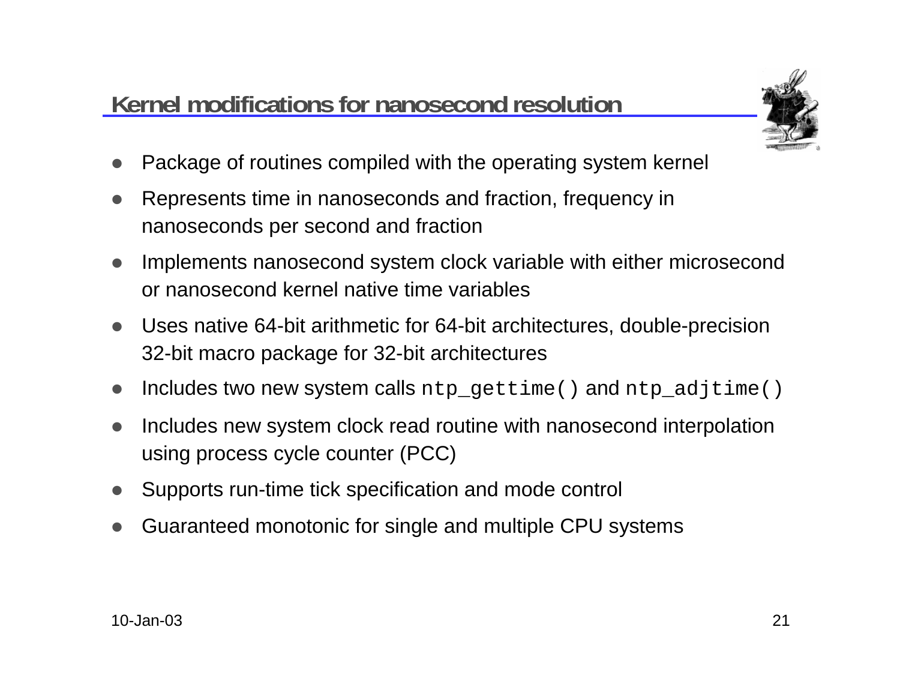## Kernel modifications for nanosecond resolution

- Package of routines compiled with the operating system kernel
- Represents time in nanoseconds and fraction, frequency in nanoseconds per second and fraction
- Implements nanosecond system clock variable with either microsecond or nanosecond kernel native time variables
- Uses native 64-bit arithmetic for 64-bit architectures, double-precision 32-bit macro package for 32-bit architectures
- Includes two new system calls `ntp_gettime()` and `ntp_adjtime()`
- Includes new system clock read routine with nanosecond interpolation using process cycle counter (PCC)
- Supports run-time tick specification and mode control
- Guaranteed monotonic for single and multiple CPU systems

10-Jan-03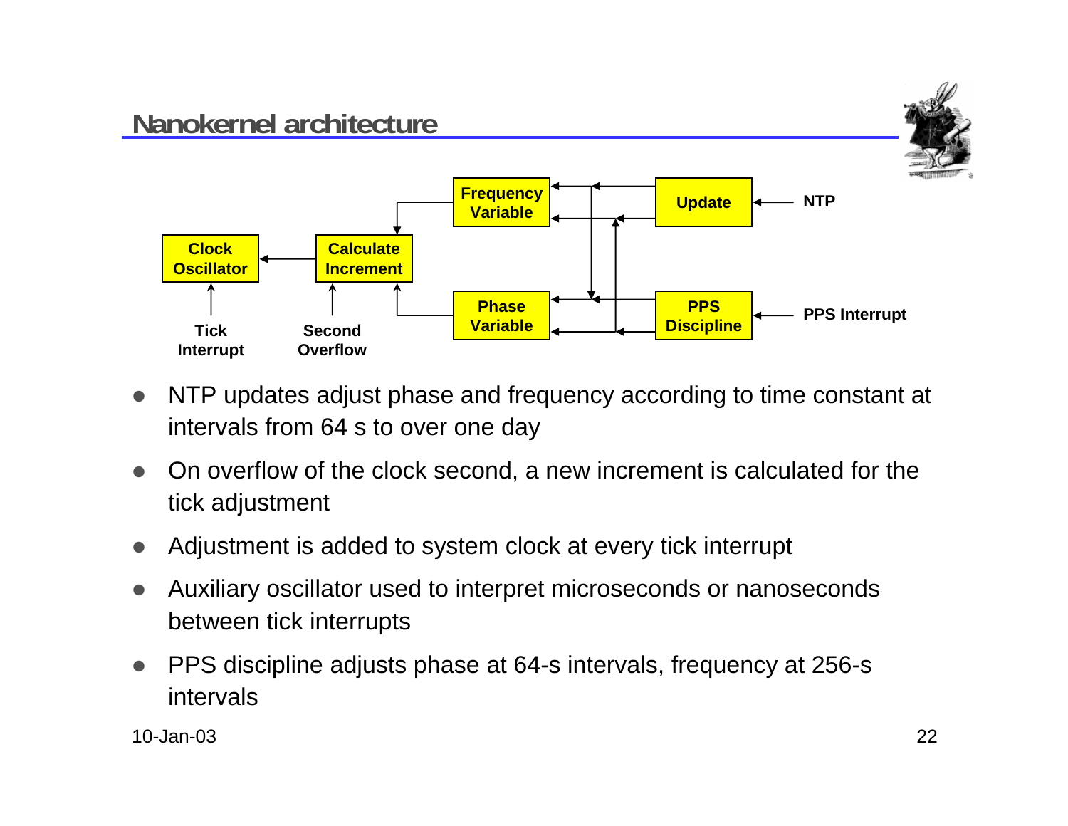## Nanokernel architecture

Clock Oscillator

Calculate Increment

Frequency Variable

Update

NTP

Phase Variable

PPS Discipline

PPS Interrupt

Tick Interrupt

Second Overflow

- NTP updates adjust phase and frequency according to time constant at intervals from 64 s to over one day
- On overflow of the clock second, a new increment is calculated for the tick adjustment
- Adjustment is added to system clock at every tick interrupt
- Auxiliary oscillator used to interpret microseconds or nanoseconds between tick interrupts
- PPS discipline adjusts phase at 64-s intervals, frequency at 256-s intervals

10-Jan-03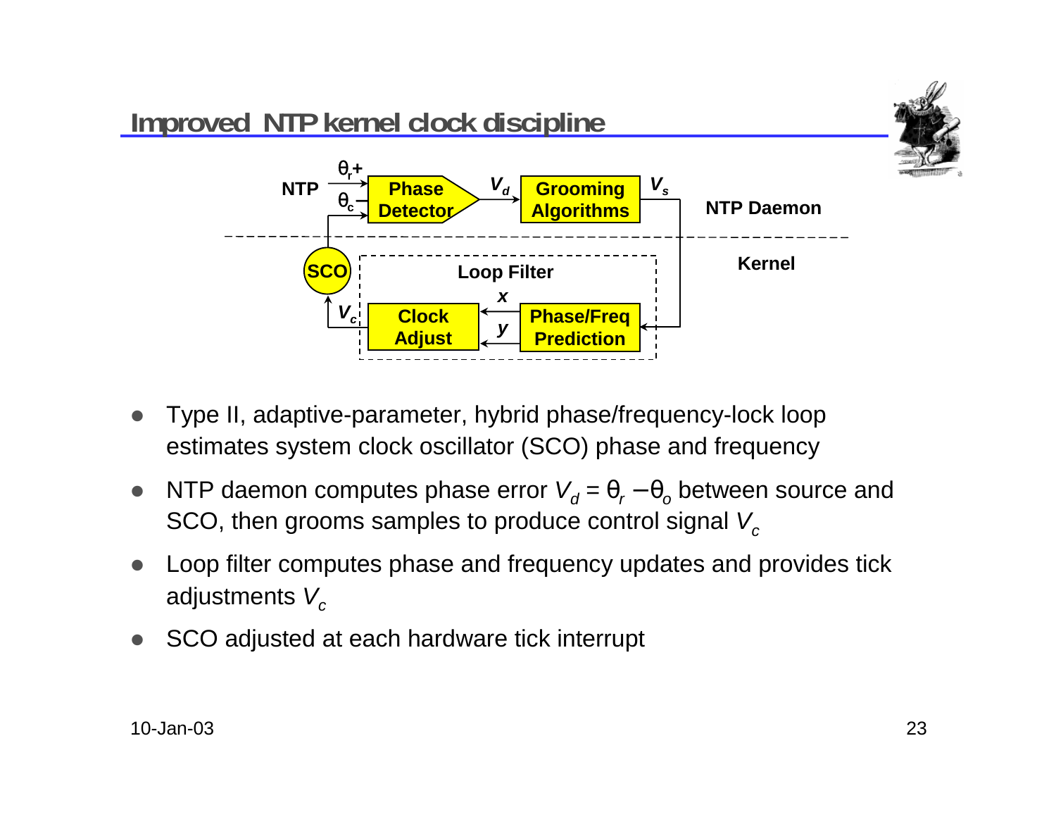# Improved NTP kernel clock discipline

- Type II, adaptive-parameter, hybrid phase/frequency-lock loop estimates system clock oscillator (SCO) phase and frequency
- NTP daemon computes phase error $V_d = \theta_r - \theta_o$ between source and SCO, then grooms samples to produce control signal $V_c$
- Loop filter computes phase and frequency updates and provides tick adjustments $V_c$
- SCO adjusted at each hardware tick interrupt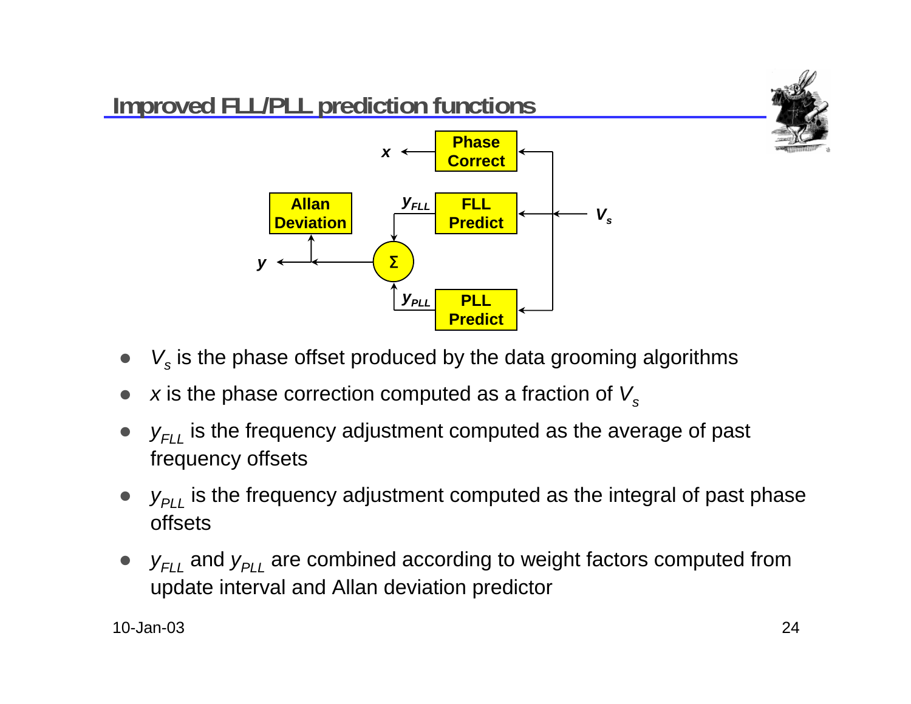# Improved FLL/PLL prediction functions

- $V_s$ is the phase offset produced by the data grooming algorithms
- $x$ is the phase correction computed as a fraction of $V_s$
- $y_{FLL}$ is the frequency adjustment computed as the average of past frequency offsets
- $y_{PLL}$ is the frequency adjustment computed as the integral of past phase offsets
- $y_{FLL}$ and $y_{PLL}$ are combined according to weight factors computed from update interval and Allan deviation predictor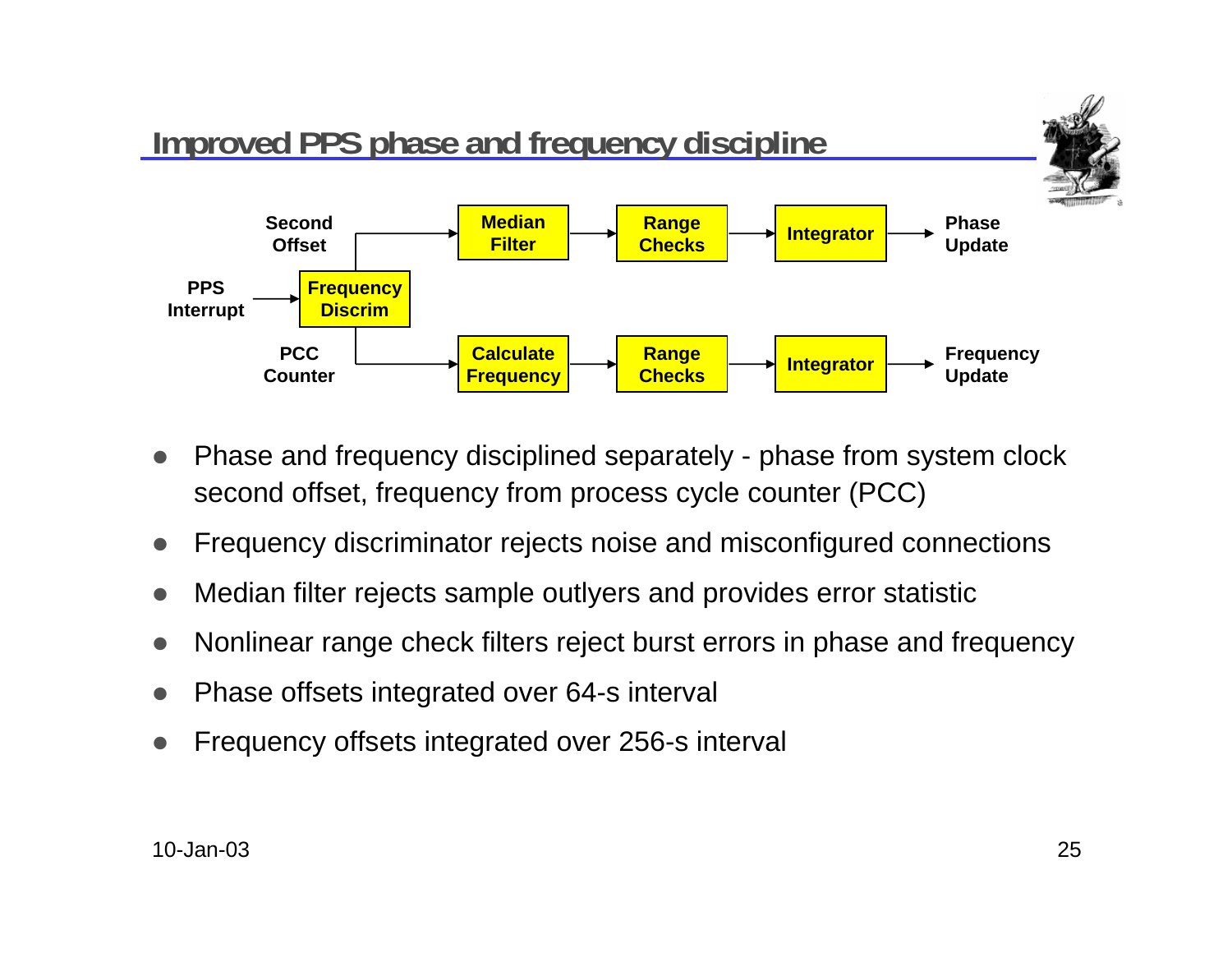## Improved PPS phase and frequency discipline

Second Offset → Median Filter → Range Checks → Integrator → Phase Update

PPS Interrupt → Frequency Discrim

PCC Counter → Calculate Frequency → Range Checks → Integrator → Frequency Update

- Phase and frequency disciplined separately - phase from system clock second offset, frequency from process cycle counter (PCC)
- Frequency discriminator rejects noise and misconfigured connections
- Median filter rejects sample outlyers and provides error statistic
- Nonlinear range check filters reject burst errors in phase and frequency
- Phase offsets integrated over 64-s interval
- Frequency offsets integrated over 256-s interval

10-Jan-03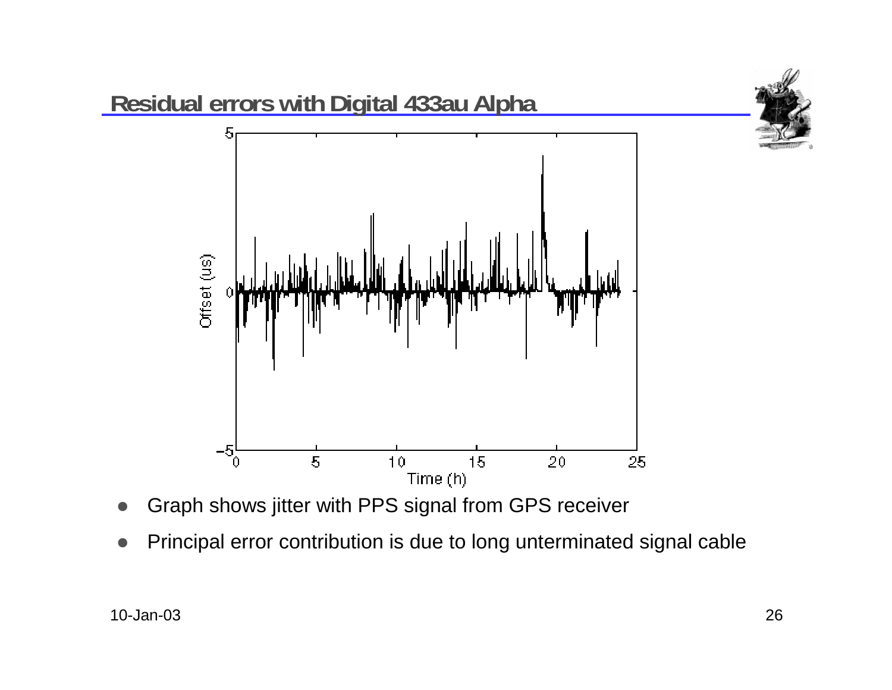## Residual errors with Digital 433au Alpha

- Graph shows jitter with PPS signal from GPS receiver
- Principal error contribution is due to long unterminated signal cable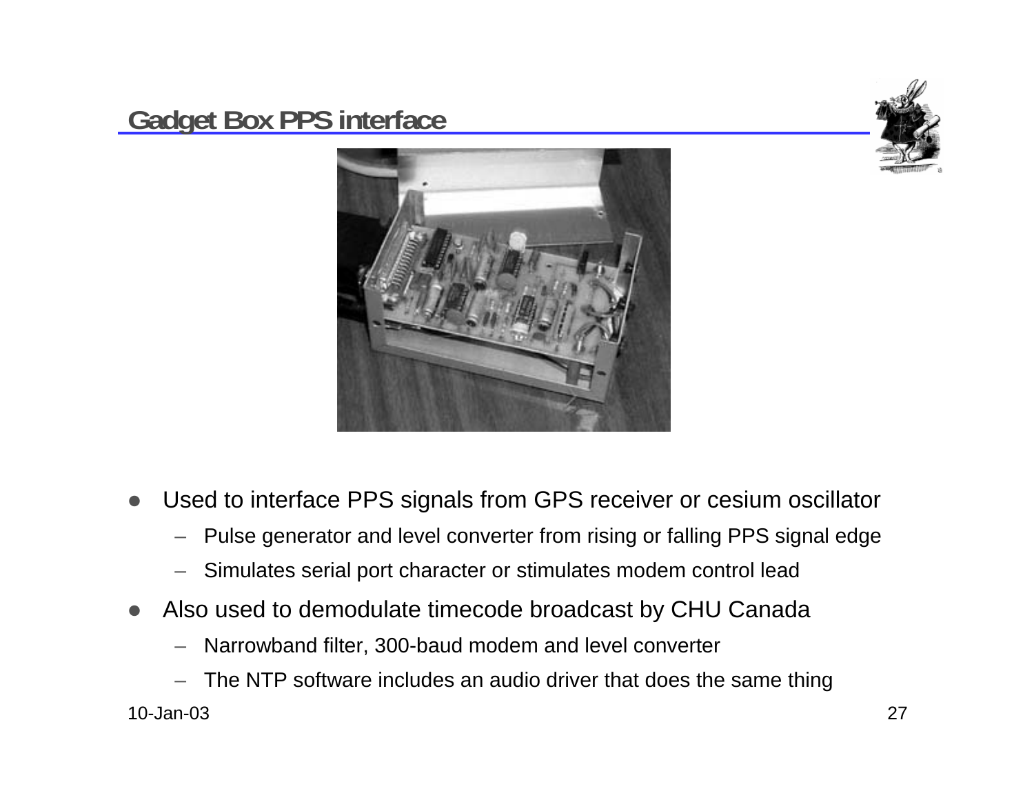## Gadget Box PPS interface

- Used to interface PPS signals from GPS receiver or cesium oscillator
  - Pulse generator and level converter from rising or falling PPS signal edge
  - Simulates serial port character or stimulates modem control lead
- Also used to demodulate timecode broadcast by CHU Canada
  - Narrowband filter, 300-baud modem and level converter
  - The NTP software includes an audio driver that does the same thing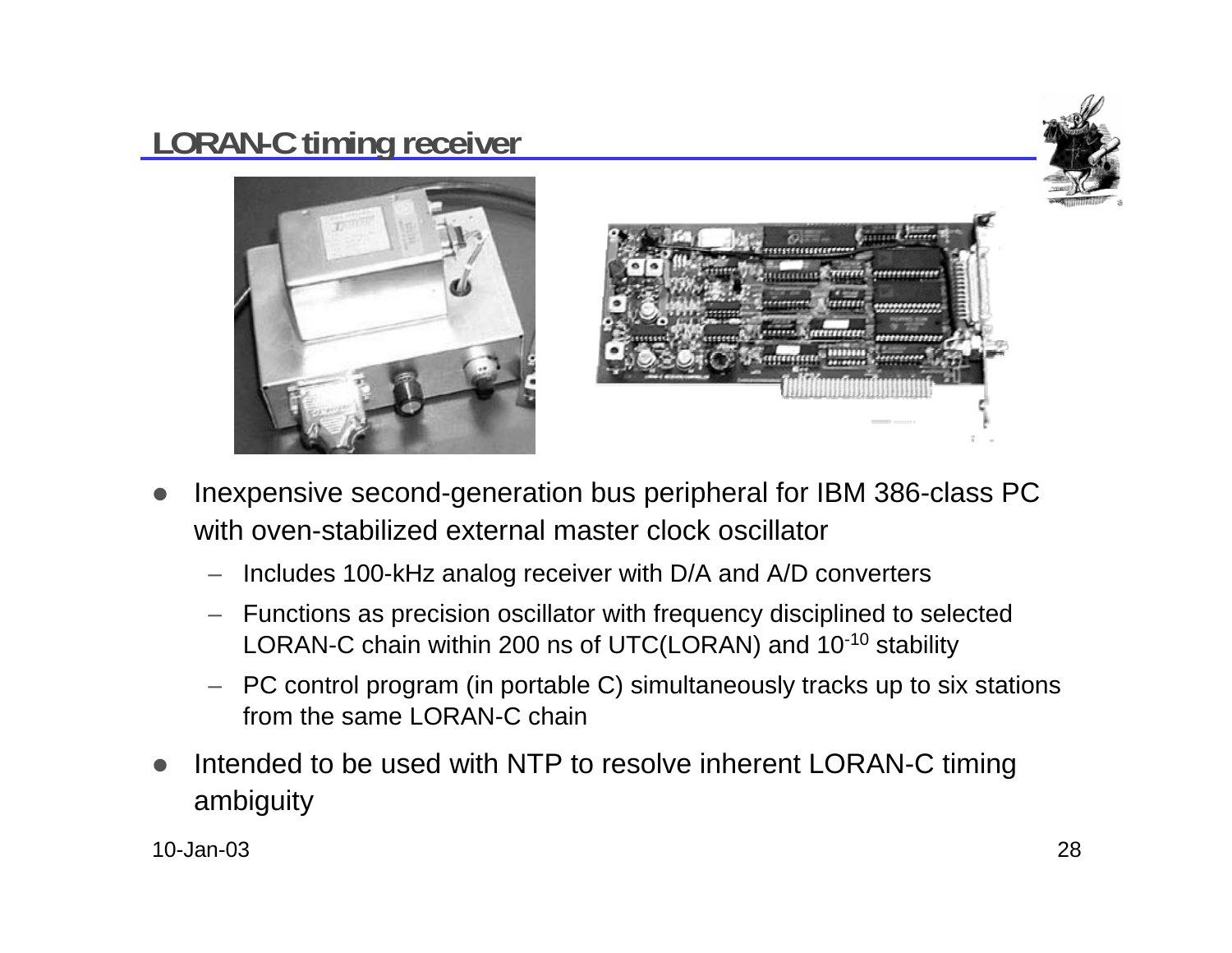## LORAN-C timing receiver

- Inexpensive second-generation bus peripheral for IBM 386-class PC with oven-stabilized external master clock oscillator
  - Includes 100-kHz analog receiver with D/A and A/D converters
  - Functions as precision oscillator with frequency disciplined to selected LORAN-C chain within 200 ns of UTC(LORAN) and $10^{-10}$ stability
  - PC control program (in portable C) simultaneously tracks up to six stations from the same LORAN-C chain
- Intended to be used with NTP to resolve inherent LORAN-C timing ambiguity

10-Jan-03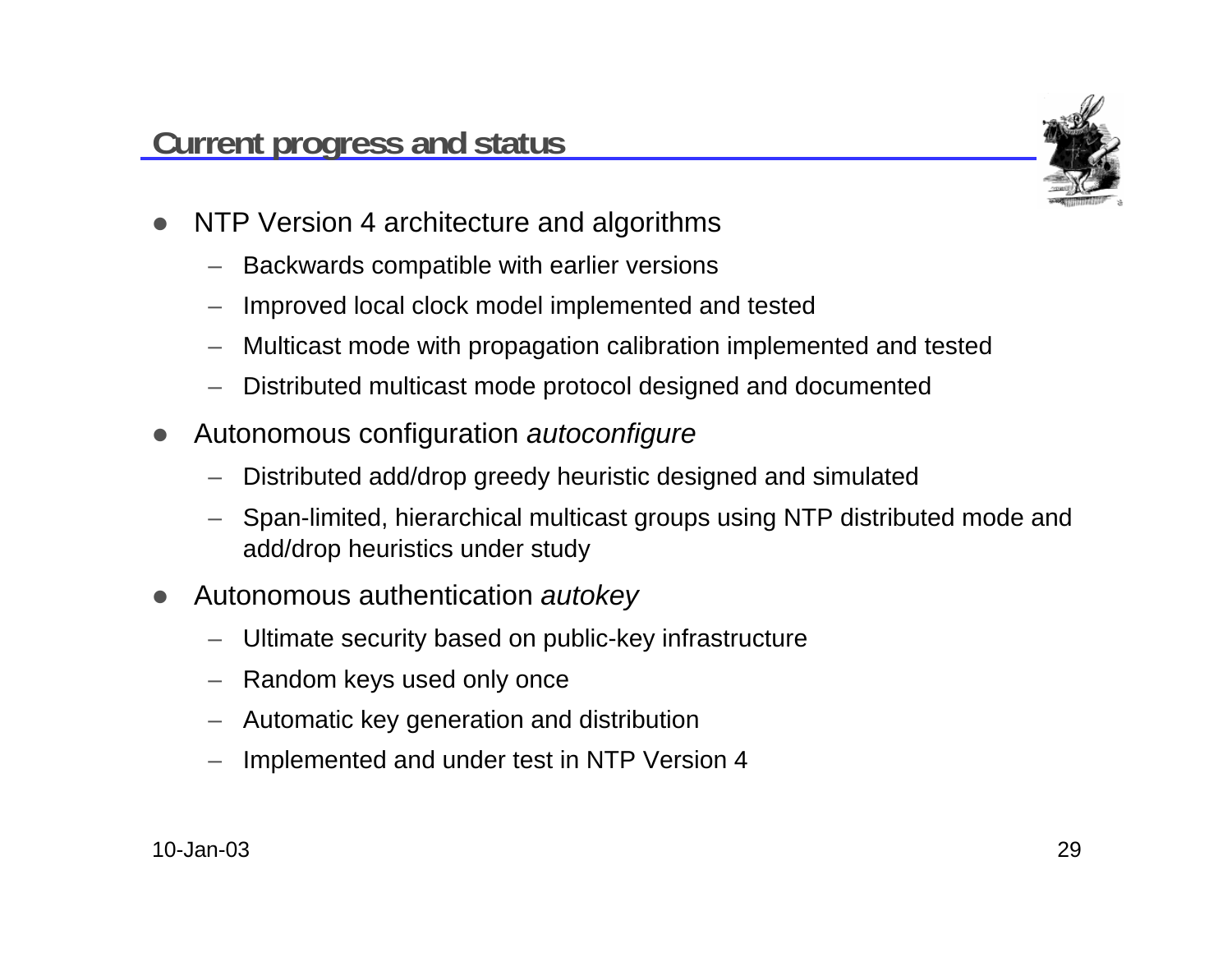## Current progress and status

- NTP Version 4 architecture and algorithms
  - Backwards compatible with earlier versions
  - Improved local clock model implemented and tested
  - Multicast mode with propagation calibration implemented and tested
  - Distributed multicast mode protocol designed and documented
- Autonomous configuration *autoconfigure*
  - Distributed add/drop greedy heuristic designed and simulated
  - Span-limited, hierarchical multicast groups using NTP distributed mode and add/drop heuristics under study
- Autonomous authentication *autokey*
  - Ultimate security based on public-key infrastructure
  - Random keys used only once
  - Automatic key generation and distribution
  - Implemented and under test in NTP Version 4

10-Jan-03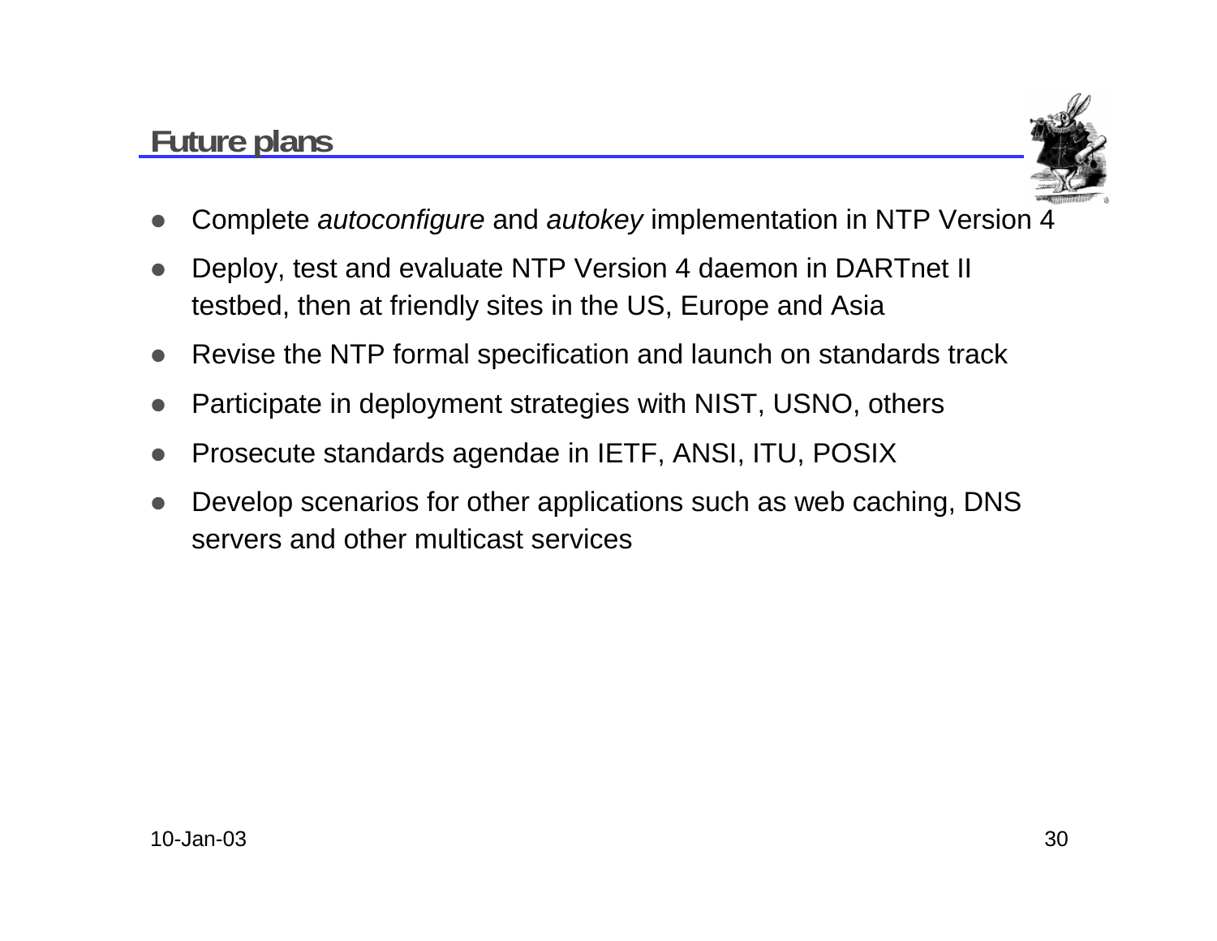## Future plans

- Complete *autoconfigure* and *autokey* implementation in NTP Version 4
- Deploy, test and evaluate NTP Version 4 daemon in DARTnet II testbed, then at friendly sites in the US, Europe and Asia
- Revise the NTP formal specification and launch on standards track
- Participate in deployment strategies with NIST, USNO, others
- Prosecute standards agendae in IETF, ANSI, ITU, POSIX
- Develop scenarios for other applications such as web caching, DNS servers and other multicast services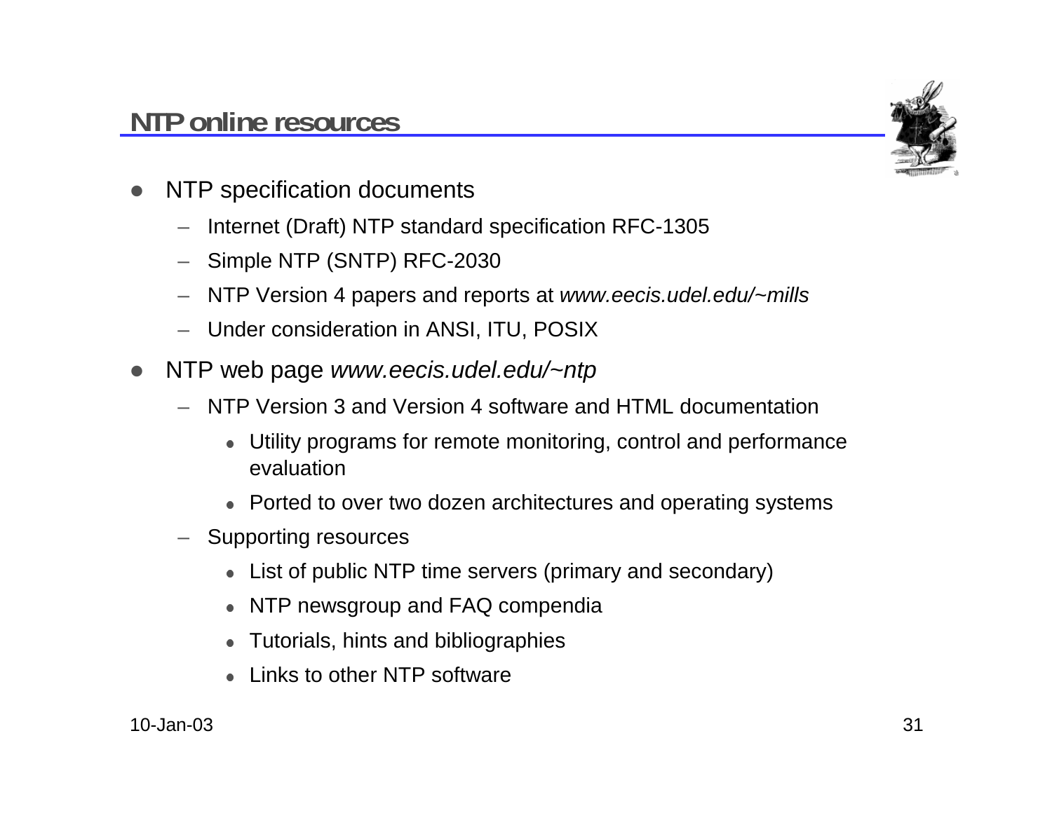## NTP online resources

- NTP specification documents
  - Internet (Draft) NTP standard specification RFC-1305
  - Simple NTP (SNTP) RFC-2030
  - NTP Version 4 papers and reports at *www.eecis.udel.edu/~mills*
  - Under consideration in ANSI, ITU, POSIX
- NTP web page *www.eecis.udel.edu/~ntp*
  - NTP Version 3 and Version 4 software and HTML documentation
    - Utility programs for remote monitoring, control and performance evaluation
    - Ported to over two dozen architectures and operating systems
  - Supporting resources
    - List of public NTP time servers (primary and secondary)
    - NTP newsgroup and FAQ compendia
    - Tutorials, hints and bibliographies
    - Links to other NTP software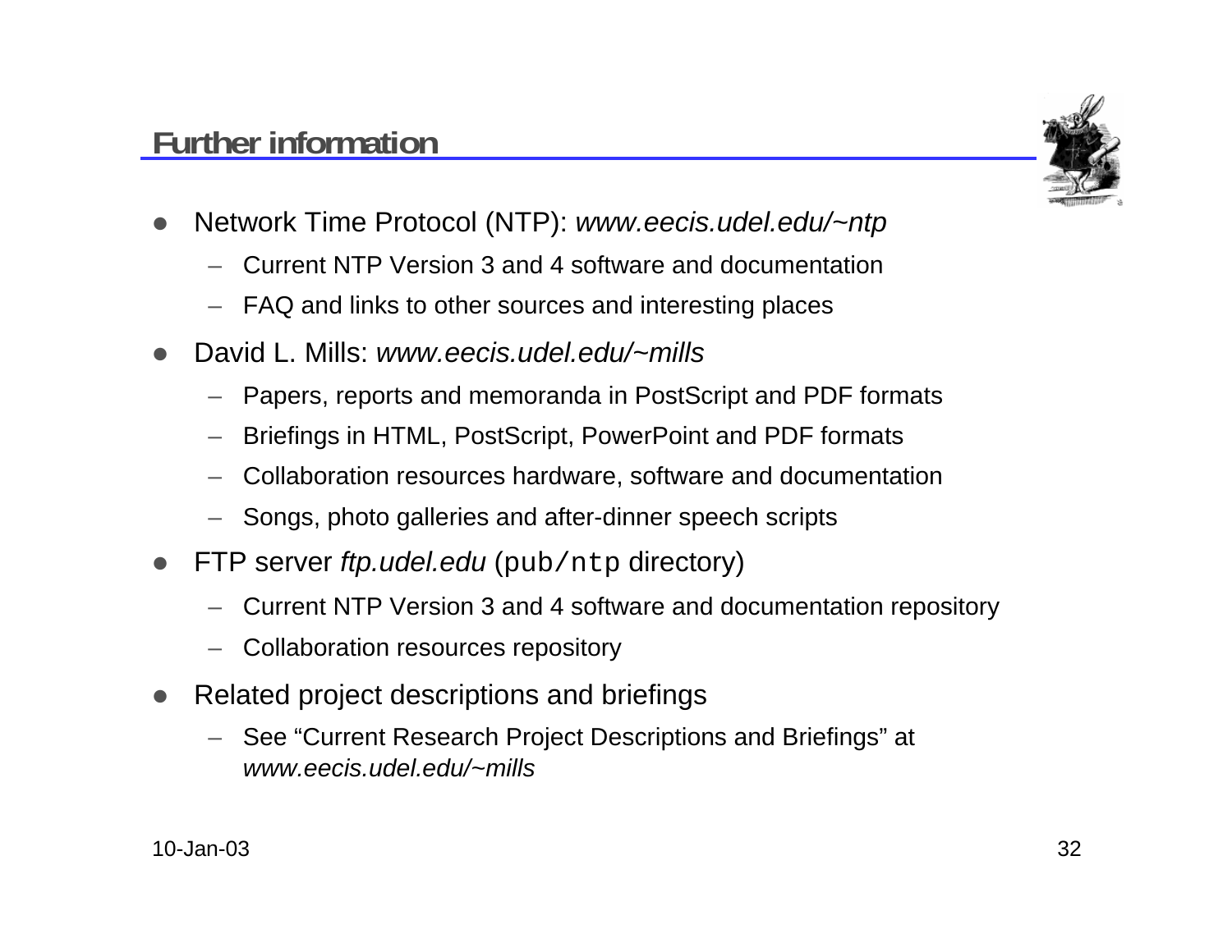## Further information

- Network Time Protocol (NTP): *www.eecis.udel.edu/~ntp*
  - Current NTP Version 3 and 4 software and documentation
  - FAQ and links to other sources and interesting places
- David L. Mills: *www.eecis.udel.edu/~mills*
  - Papers, reports and memoranda in PostScript and PDF formats
  - Briefings in HTML, PostScript, PowerPoint and PDF formats
  - Collaboration resources hardware, software and documentation
  - Songs, photo galleries and after-dinner speech scripts
- FTP server *ftp.udel.edu* (`pub/ntp` directory)
  - Current NTP Version 3 and 4 software and documentation repository
  - Collaboration resources repository
- Related project descriptions and briefings
  - See "Current Research Project Descriptions and Briefings" at *www.eecis.udel.edu/~mills*

10-Jan-03